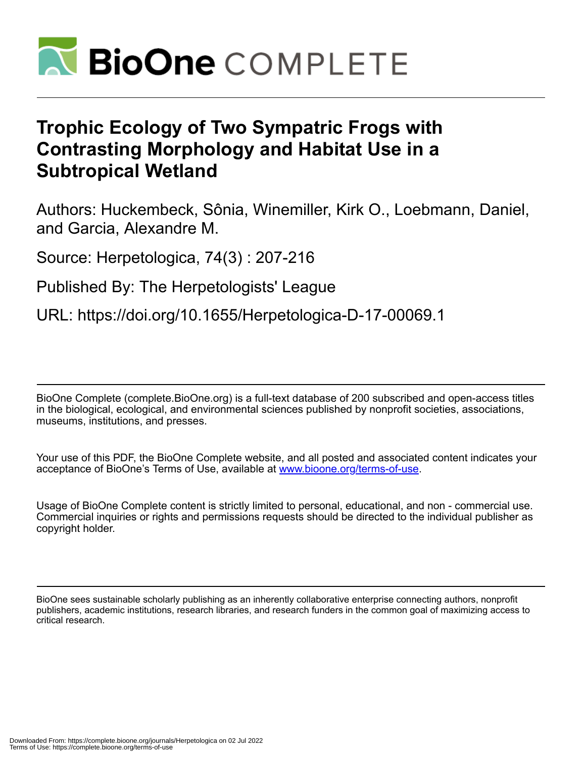# BioOne COMPLETE

# Trophic Ecology of Two Sympatric Frogs with Contrasting Morphology and Habitat Use in a Subtropical Wetland

Authors: Huckembeck, Sônia, Winemiller, Kirk O., Loebmann, Daniel, and Garcia, Alexandre M.

Source: Herpetologica, 74(3) : 207-216

Published By: The Herpetologists' League

URL: https://doi.org/10.1655/Herpetologica-D-17-00069.1

---

BioOne Complete (complete.BioOne.org) is a full-text database of 200 subscribed and open-access titles in the biological, ecological, and environmental sciences published by nonprofit societies, associations, museums, institutions, and presses.

Your use of this PDF, the BioOne Complete website, and all posted and associated content indicates your acceptance of BioOne's Terms of Use, available at www.bioone.org/terms-of-use.

Usage of BioOne Complete content is strictly limited to personal, educational, and non - commercial use. Commercial inquiries or rights and permissions requests should be directed to the individual publisher as copyright holder.

---

BioOne sees sustainable scholarly publishing as an inherently collaborative enterprise connecting authors, nonprofit publishers, academic institutions, research libraries, and research funders in the common goal of maximizing access to critical research.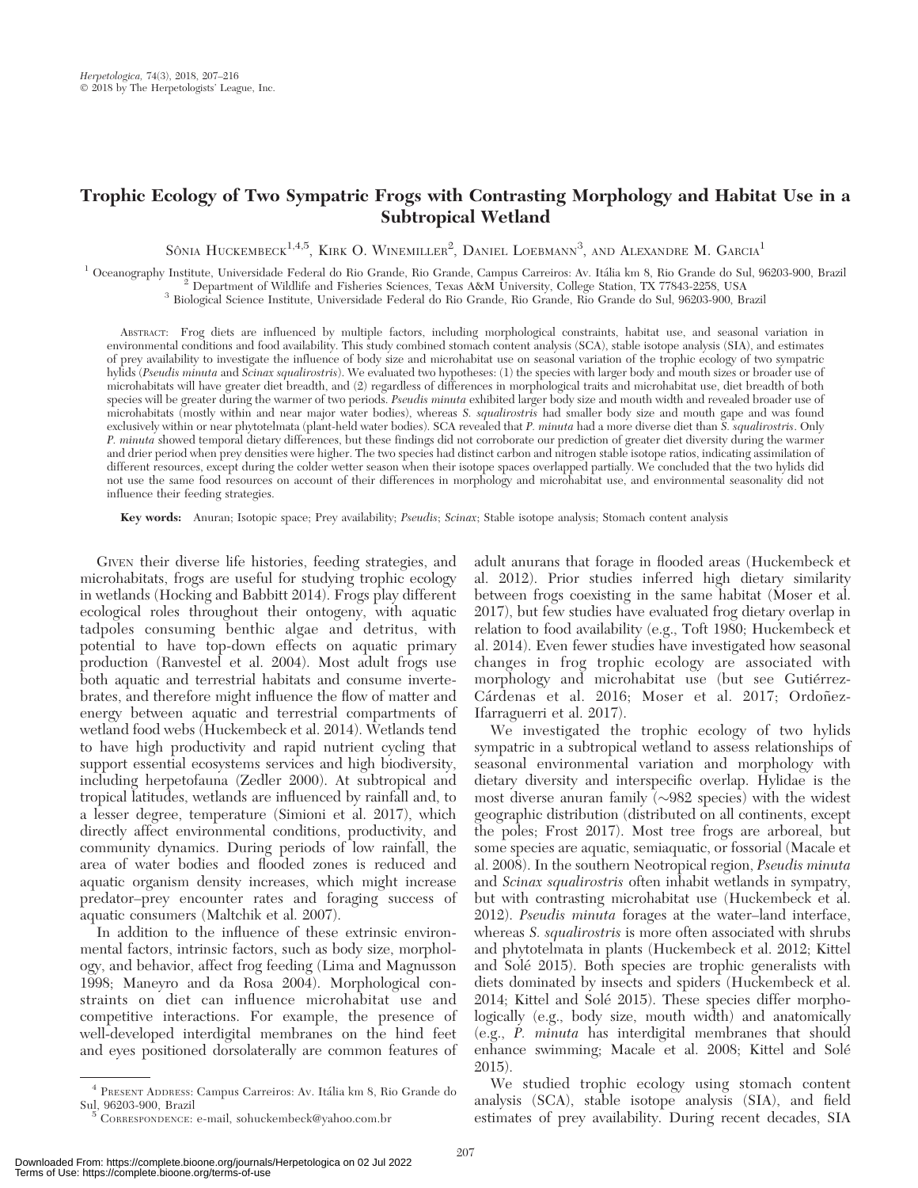# Trophic Ecology of Two Sympatric Frogs with Contrasting Morphology and Habitat Use in a Subtropical Wetland

Sônia Huckembeck[1,4,5], Kirk O. Winemiller[2], Daniel Loebmann[3], and Alexandre M. Garcia[1]

[1] Oceanography Institute, Universidade Federal do Rio Grande, Rio Grande, Campus Carreiros: Av. Itália km 8, Rio Grande do Sul, 96203-900, Brazil
[2] Department of Wildlife and Fisheries Sciences, Texas A&M University, College Station, TX 77843-2258, USA
[3] Biological Science Institute, Universidade Federal do Rio Grande, Rio Grande, Rio Grande do Sul, 96203-900, Brazil

Abstract: Frog diets are influenced by multiple factors, including morphological constraints, habitat use, and seasonal variation in environmental conditions and food availability. This study combined stomach content analysis (SCA), stable isotope analysis (SIA), and estimates of prey availability to investigate the influence of body size and microhabitat use on seasonal variation of the trophic ecology of two sympatric hylids (*Pseudis minuta* and *Scinax squalirostris*). We evaluated two hypotheses: (1) the species with larger body and mouth sizes or broader use of microhabitats will have greater diet breadth, and (2) regardless of differences in morphological traits and microhabitat use, diet breadth of both species will be greater during the warmer of two periods. *Pseudis minuta* exhibited larger body size and mouth width and revealed broader use of microhabitats (mostly within and near major water bodies), whereas *S. squalirostris* had smaller body size and mouth gape and was found exclusively within or near phytotelmata (plant-held water bodies). SCA revealed that *P. minuta* had a more diverse diet than *S. squalirostris*. Only *P. minuta* showed temporal dietary differences, but these findings did not corroborate our prediction of greater diet diversity during the warmer and drier period when prey densities were higher. The two species had distinct carbon and nitrogen stable isotope ratios, indicating assimilation of different resources, except during the colder wetter season when their isotope spaces overlapped partially. We concluded that the two hylids did not use the same food resources on account of their differences in morphology and microhabitat use, and environmental seasonality did not influence their feeding strategies.

**Key words:** Anuran; Isotopic space; Prey availability; *Pseudis*; *Scinax*; Stable isotope analysis; Stomach content analysis

Given their diverse life histories, feeding strategies, and microhabitats, frogs are useful for studying trophic ecology in wetlands (Hocking and Babbitt 2014). Frogs play different ecological roles throughout their ontogeny, with aquatic tadpoles consuming benthic algae and detritus, with potential to have top-down effects on aquatic primary production (Ranvestel et al. 2004). Most adult frogs use both aquatic and terrestrial habitats and consume invertebrates, and therefore might influence the flow of matter and energy between aquatic and terrestrial compartments of wetland food webs (Huckembeck et al. 2014). Wetlands tend to have high productivity and rapid nutrient cycling that support essential ecosystems services and high biodiversity, including herpetofauna (Zedler 2000). At subtropical and tropical latitudes, wetlands are influenced by rainfall and, to a lesser degree, temperature (Simioni et al. 2017), which directly affect environmental conditions, productivity, and community dynamics. During periods of low rainfall, the area of water bodies and flooded zones is reduced and aquatic organism density increases, which might increase predator–prey encounter rates and foraging success of aquatic consumers (Maltchik et al. 2007).

In addition to the influence of these extrinsic environmental factors, intrinsic factors, such as body size, morphology, and behavior, affect frog feeding (Lima and Magnusson 1998; Maneyro and da Rosa 2004). Morphological constraints on diet can influence microhabitat use and competitive interactions. For example, the presence of well-developed interdigital membranes on the hind feet and eyes positioned dorsolaterally are common features of adult anurans that forage in flooded areas (Huckembeck et al. 2012). Prior studies inferred high dietary similarity between frogs coexisting in the same habitat (Moser et al. 2017), but few studies have evaluated frog dietary overlap in relation to food availability (e.g., Toft 1980; Huckembeck et al. 2014). Even fewer studies have investigated how seasonal changes in frog trophic ecology are associated with morphology and microhabitat use (but see Gutiérrez-Cárdenas et al. 2016; Moser et al. 2017; Ordoñez-Ifarraguerri et al. 2017).

We investigated the trophic ecology of two hylids sympatric in a subtropical wetland to assess relationships of seasonal environmental variation and morphology with dietary diversity and interspecific overlap. Hylidae is the most diverse anuran family (~982 species) with the widest geographic distribution (distributed on all continents, except the poles; Frost 2017). Most tree frogs are arboreal, but some species are aquatic, semiaquatic, or fossorial (Macale et al. 2008). In the southern Neotropical region, *Pseudis minuta* and *Scinax squalirostris* often inhabit wetlands in sympatry, but with contrasting microhabitat use (Huckembeck et al. 2012). *Pseudis minuta* forages at the water–land interface, whereas *S. squalirostris* is more often associated with shrubs and phytotelmata in plants (Huckembeck et al. 2012; Kittel and Solé 2015). Both species are trophic generalists with diets dominated by insects and spiders (Huckembeck et al. 2014; Kittel and Solé 2015). These species differ morphologically (e.g., body size, mouth width) and anatomically (e.g., *P. minuta* has interdigital membranes that should enhance swimming; Macale et al. 2008; Kittel and Solé 2015).

We studied trophic ecology using stomach content analysis (SCA), stable isotope analysis (SIA), and field estimates of prey availability. During recent decades, SIA

[4] Present Address: Campus Carreiros: Av. Itália km 8, Rio Grande do Sul, 96203-900, Brazil
[5] Correspondence: e-mail, sohuckembeck@yahoo.com.br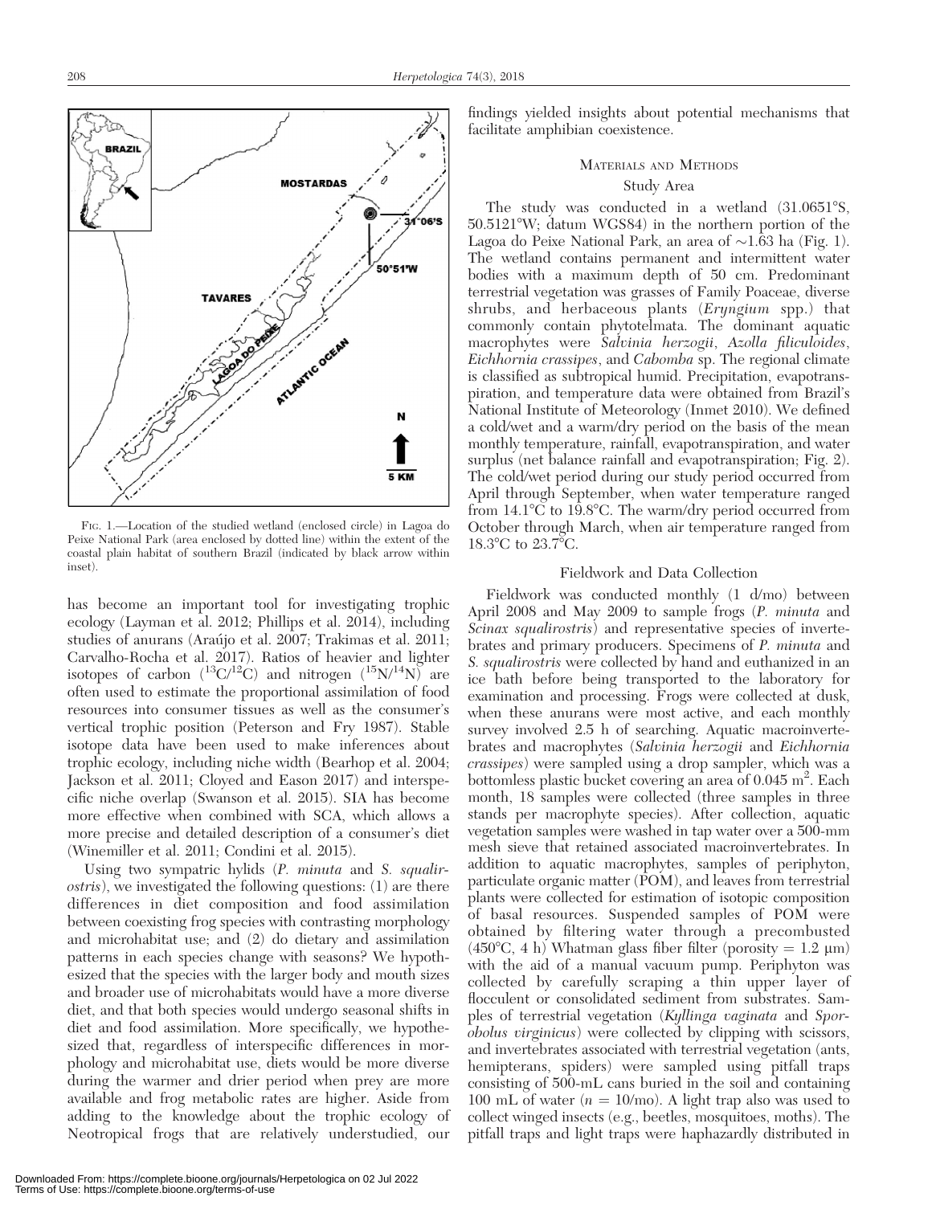FIG. 1.—Location of the studied wetland (enclosed circle) in Lagoa do Peixe National Park (area enclosed by dotted line) within the extent of the coastal plain habitat of southern Brazil (indicated by black arrow within inset).

has become an important tool for investigating trophic ecology (Layman et al. 2012; Phillips et al. 2014), including studies of anurans (Araújo et al. 2007; Trakimas et al. 2011; Carvalho-Rocha et al. 2017). Ratios of heavier and lighter isotopes of carbon ($^{13}C/^{12}C$) and nitrogen ($^{15}N/^{14}N$) are often used to estimate the proportional assimilation of food resources into consumer tissues as well as the consumer's vertical trophic position (Peterson and Fry 1987). Stable isotope data have been used to make inferences about trophic ecology, including niche width (Bearhop et al. 2004; Jackson et al. 2011; Cloyed and Eason 2017) and interspecific niche overlap (Swanson et al. 2015). SIA has become more effective when combined with SCA, which allows a more precise and detailed description of a consumer's diet (Winemiller et al. 2011; Condini et al. 2015).

Using two sympatric hylids (*P. minuta* and *S. squalirostris*), we investigated the following questions: (1) are there differences in diet composition and food assimilation between coexisting frog species with contrasting morphology and microhabitat use; and (2) do dietary and assimilation patterns in each species change with seasons? We hypothesized that the species with the larger body and mouth sizes and broader use of microhabitats would have a more diverse diet, and that both species would undergo seasonal shifts in diet and food assimilation. More specifically, we hypothesized that, regardless of interspecific differences in morphology and microhabitat use, diets would be more diverse during the warmer and drier period when prey are more available and frog metabolic rates are higher. Aside from adding to the knowledge about the trophic ecology of Neotropical frogs that are relatively understudied, our findings yielded insights about potential mechanisms that facilitate amphibian coexistence.

## MATERIALS AND METHODS

### Study Area

The study was conducted in a wetland (31.0651°S, 50.5121°W; datum WGS84) in the northern portion of the Lagoa do Peixe National Park, an area of ~1.63 ha (Fig. 1). The wetland contains permanent and intermittent water bodies with a maximum depth of 50 cm. Predominant terrestrial vegetation was grasses of Family Poaceae, diverse shrubs, and herbaceous plants (*Eryngium* spp.) that commonly contain phytotelmata. The dominant aquatic macrophytes were *Salvinia herzogii*, *Azolla filiculoides*, *Eichhornia crassipes*, and *Cabomba* sp. The regional climate is classified as subtropical humid. Precipitation, evapotranspiration, and temperature data were obtained from Brazil's National Institute of Meteorology (Inmet 2010). We defined a cold/wet and a warm/dry period on the basis of the mean monthly temperature, rainfall, evapotranspiration, and water surplus (net balance rainfall and evapotranspiration; Fig. 2). The cold/wet period during our study period occurred from April through September, when water temperature ranged from 14.1°C to 19.8°C. The warm/dry period occurred from October through March, when air temperature ranged from 18.3°C to 23.7°C.

### Fieldwork and Data Collection

Fieldwork was conducted monthly (1 d/mo) between April 2008 and May 2009 to sample frogs (*P. minuta* and *Scinax squalirostris*) and representative species of invertebrates and primary producers. Specimens of *P. minuta* and *S. squalirostris* were collected by hand and euthanized in an ice bath before being transported to the laboratory for examination and processing. Frogs were collected at dusk, when these anurans were most active, and each monthly survey involved 2.5 h of searching. Aquatic macroinvertebrates and macrophytes (*Salvinia herzogii* and *Eichhornia crassipes*) were sampled using a drop sampler, which was a bottomless plastic bucket covering an area of 0.045 m$^2$. Each month, 18 samples were collected (three samples in three stands per macrophyte species). After collection, aquatic vegetation samples were washed in tap water over a 500-mm mesh sieve that retained associated macroinvertebrates. In addition to aquatic macrophytes, samples of periphyton, particulate organic matter (POM), and leaves from terrestrial plants were collected for estimation of isotopic composition of basal resources. Suspended samples of POM were obtained by filtering water through a precombusted (450°C, 4 h) Whatman glass fiber filter (porosity = 1.2 μm) with the aid of a manual vacuum pump. Periphyton was collected by carefully scraping a thin upper layer of flocculent or consolidated sediment from substrates. Samples of terrestrial vegetation (*Kyllinga vaginata* and *Sporobolus virginicus*) were collected by clipping with scissors, and invertebrates associated with terrestrial vegetation (ants, hemipterans, spiders) were sampled using pitfall traps consisting of 500-mL cans buried in the soil and containing 100 mL of water ($n$ = 10/mo). A light trap also was used to collect winged insects (e.g., beetles, mosquitoes, moths). The pitfall traps and light traps were haphazardly distributed in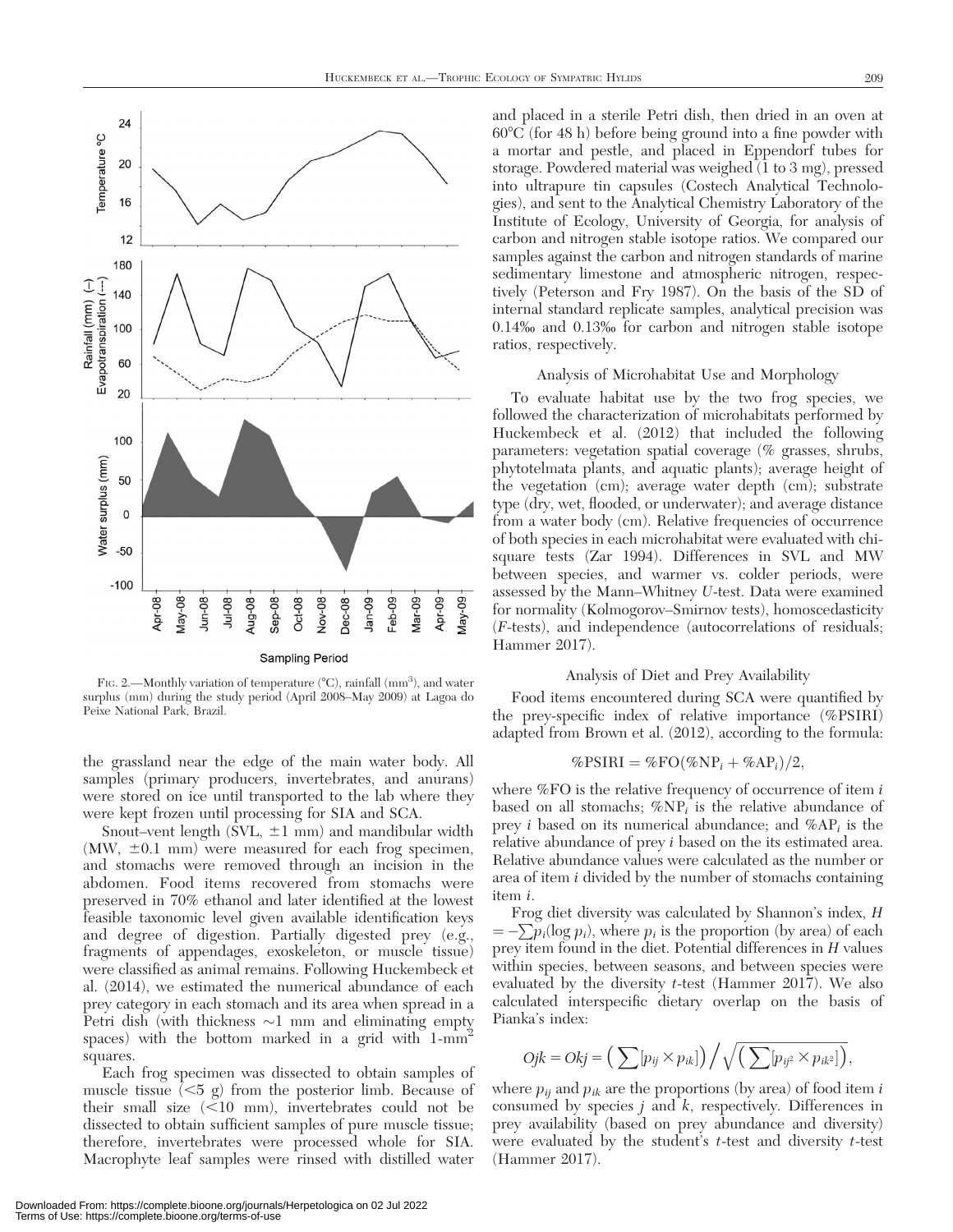FIG. 2.—Monthly variation of temperature (°C), rainfall ($mm^3$), and water surplus (mm) during the study period (April 2008–May 2009) at Lagoa do Peixe National Park, Brazil.

the grassland near the edge of the main water body. All samples (primary producers, invertebrates, and anurans) were stored on ice until transported to the lab where they were kept frozen until processing for SIA and SCA.

Snout–vent length (SVL, ±1 mm) and mandibular width (MW, ±0.1 mm) were measured for each frog specimen, and stomachs were removed through an incision in the abdomen. Food items recovered from stomachs were preserved in 70% ethanol and later identified at the lowest feasible taxonomic level given available identification keys and degree of digestion. Partially digested prey (e.g., fragments of appendages, exoskeleton, or muscle tissue) were classified as animal remains. Following Huckembeck et al. (2014), we estimated the numerical abundance of each prey category in each stomach and its area when spread in a Petri dish (with thickness ~1 mm and eliminating empty spaces) with the bottom marked in a grid with 1-$mm^2$ squares.

Each frog specimen was dissected to obtain samples of muscle tissue (<5 g) from the posterior limb. Because of their small size (<10 mm), invertebrates could not be dissected to obtain sufficient samples of pure muscle tissue; therefore, invertebrates were processed whole for SIA. Macrophyte leaf samples were rinsed with distilled water and placed in a sterile Petri dish, then dried in an oven at 60°C (for 48 h) before being ground into a fine powder with a mortar and pestle, and placed in Eppendorf tubes for storage. Powdered material was weighed (1 to 3 mg), pressed into ultrapure tin capsules (Costech Analytical Technologies), and sent to the Analytical Chemistry Laboratory of the Institute of Ecology, University of Georgia, for analysis of carbon and nitrogen stable isotope ratios. We compared our samples against the carbon and nitrogen standards of marine sedimentary limestone and atmospheric nitrogen, respectively (Peterson and Fry 1987). On the basis of the SD of internal standard replicate samples, analytical precision was 0.14‰ and 0.13‰ for carbon and nitrogen stable isotope ratios, respectively.

### Analysis of Microhabitat Use and Morphology

To evaluate habitat use by the two frog species, we followed the characterization of microhabitats performed by Huckembeck et al. (2012) that included the following parameters: vegetation spatial coverage (% grasses, shrubs, phytotelmata plants, and aquatic plants); average height of the vegetation (cm); average water depth (cm); substrate type (dry, wet, flooded, or underwater); and average distance from a water body (cm). Relative frequencies of occurrence of both species in each microhabitat were evaluated with chi-square tests (Zar 1994). Differences in SVL and MW between species, and warmer vs. colder periods, were assessed by the Mann–Whitney *U*-test. Data were examined for normality (Kolmogorov–Smirnov tests), homoscedasticity (*F*-tests), and independence (autocorrelations of residuals; Hammer 2017).

### Analysis of Diet and Prey Availability

Food items encountered during SCA were quantified by the prey-specific index of relative importance (%PSIRI) adapted from Brown et al. (2012), according to the formula:

$$\%PSIRI = \%FO(\%NP_i + \%AP_i)/2,$$

where %FO is the relative frequency of occurrence of item *i* based on all stomachs; $\%NP_i$ is the relative abundance of prey *i* based on its numerical abundance; and $\%AP_i$ is the relative abundance of prey *i* based on the its estimated area. Relative abundance values were calculated as the number or area of item *i* divided by the number of stomachs containing item *i*.

Frog diet diversity was calculated by Shannon's index, $H = -\sum p_i(\log p_i)$, where $p_i$ is the proportion (by area) of each prey item found in the diet. Potential differences in *H* values within species, between seasons, and between species were evaluated by the diversity *t*-test (Hammer 2017). We also calculated interspecific dietary overlap on the basis of Pianka's index:

$$Ojk = Okj = \left(\sum [p_{ij} \times p_{ik}]\right) \Big/ \sqrt{\left(\sum [p_{ij^2} \times p_{ik^2}]\right)},$$

where $p_{ij}$ and $p_{ik}$ are the proportions (by area) of food item *i* consumed by species *j* and *k*, respectively. Differences in prey availability (based on prey abundance and diversity) were evaluated by the student's *t*-test and diversity *t*-test (Hammer 2017).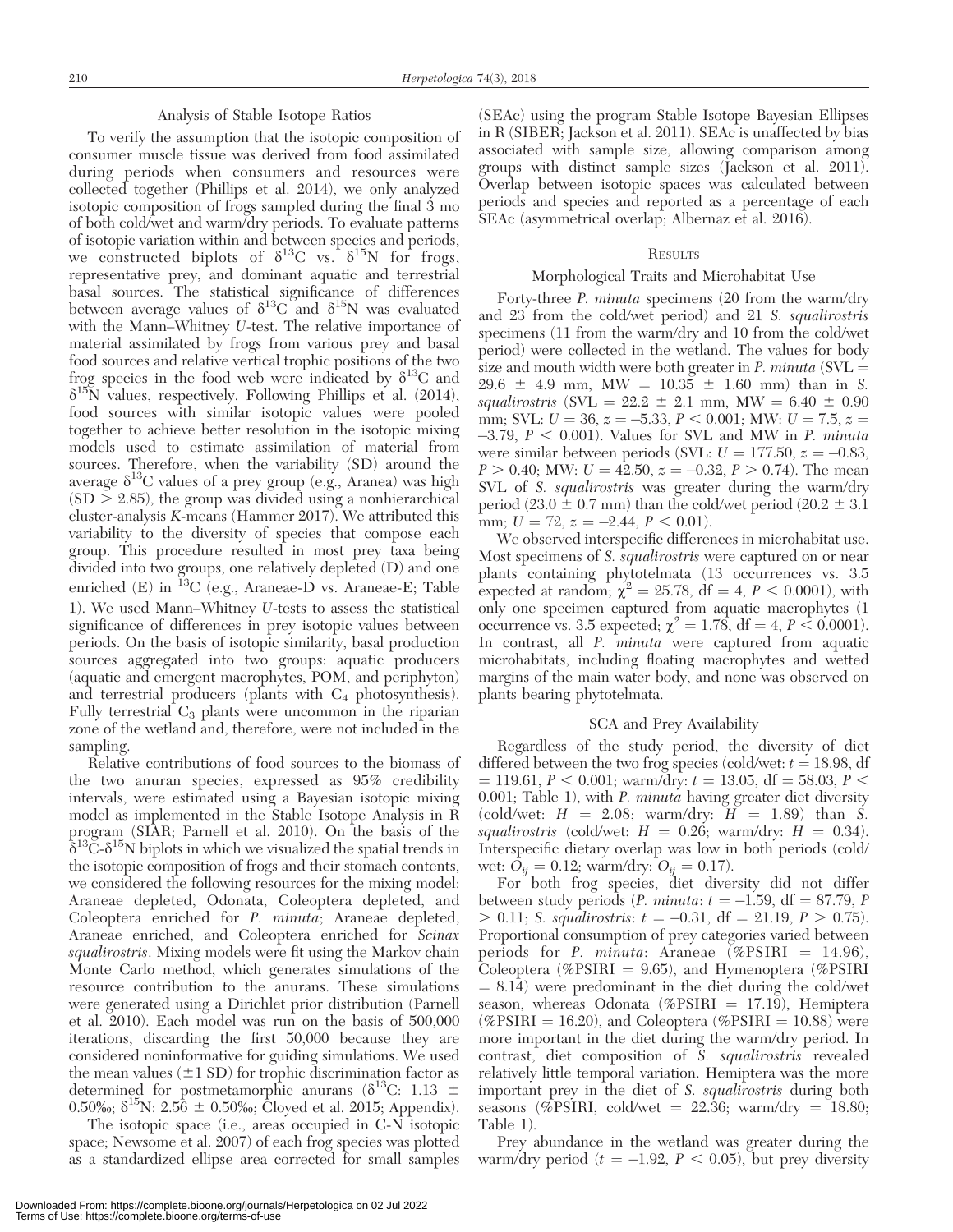### Analysis of Stable Isotope Ratios

To verify the assumption that the isotopic composition of consumer muscle tissue was derived from food assimilated during periods when consumers and resources were collected together (Phillips et al. 2014), we only analyzed isotopic composition of frogs sampled during the final 3 mo of both cold/wet and warm/dry periods. To evaluate patterns of isotopic variation within and between species and periods, we constructed biplots of $\delta^{13}C$ vs. $\delta^{15}N$ for frogs, representative prey, and dominant aquatic and terrestrial basal sources. The statistical significance of differences between average values of $\delta^{13}C$ and $\delta^{15}N$ was evaluated with the Mann–Whitney *U*-test. The relative importance of material assimilated by frogs from various prey and basal food sources and relative vertical trophic positions of the two frog species in the food web were indicated by $\delta^{13}C$ and $\delta^{15}N$ values, respectively. Following Phillips et al. (2014), food sources with similar isotopic values were pooled together to achieve better resolution in the isotopic mixing models used to estimate assimilation of material from sources. Therefore, when the variability (SD) around the average $\delta^{13}C$ values of a prey group (e.g., Aranea) was high (SD > 2.85), the group was divided using a nonhierarchical cluster-analysis *K*-means (Hammer 2017). We attributed this variability to the diversity of species that compose each group. This procedure resulted in most prey taxa being divided into two groups, one relatively depleted (D) and one enriched (E) in $^{13}C$ (e.g., Araneae-D vs. Araneae-E; Table 1). We used Mann–Whitney *U*-tests to assess the statistical significance of differences in prey isotopic values between periods. On the basis of isotopic similarity, basal production sources aggregated into two groups: aquatic producers (aquatic and emergent macrophytes, POM, and periphyton) and terrestrial producers (plants with $C_4$ photosynthesis). Fully terrestrial $C_3$ plants were uncommon in the riparian zone of the wetland and, therefore, were not included in the sampling.

Relative contributions of food sources to the biomass of the two anuran species, expressed as 95% credibility intervals, were estimated using a Bayesian isotopic mixing model as implemented in the Stable Isotope Analysis in R program (SIAR; Parnell et al. 2010). On the basis of the $\delta^{13}C$-$\delta^{15}N$ biplots in which we visualized the spatial trends in the isotopic composition of frogs and their stomach contents, we considered the following resources for the mixing model: Araneae depleted, Odonata, Coleoptera depleted, and Coleoptera enriched for *P. minuta*; Araneae depleted, Araneae enriched, and Coleoptera enriched for *Scinax squalirostris*. Mixing models were fit using the Markov chain Monte Carlo method, which generates simulations of the resource contribution to the anurans. These simulations were generated using a Dirichlet prior distribution (Parnell et al. 2010). Each model was run on the basis of 500,000 iterations, discarding the first 50,000 because they are considered noninformative for guiding simulations. We used the mean values (±1 SD) for trophic discrimination factor as determined for postmetamorphic anurans ($\delta^{13}C$: 1.13 ± 0.50‰; $\delta^{15}N$: 2.56 ± 0.50‰; Cloyed et al. 2015; Appendix).

The isotopic space (i.e., areas occupied in C-N isotopic space; Newsome et al. 2007) of each frog species was plotted as a standardized ellipse area corrected for small samples (SEAc) using the program Stable Isotope Bayesian Ellipses in R (SIBER; Jackson et al. 2011). SEAc is unaffected by bias associated with sample size, allowing comparison among groups with distinct sample sizes (Jackson et al. 2011). Overlap between isotopic spaces was calculated between periods and species and reported as a percentage of each SEAc (asymmetrical overlap; Albernaz et al. 2016).

## Results

### Morphological Traits and Microhabitat Use

Forty-three *P. minuta* specimens (20 from the warm/dry and 23 from the cold/wet period) and 21 *S. squalirostris* specimens (11 from the warm/dry and 10 from the cold/wet period) were collected in the wetland. The values for body size and mouth width were both greater in *P. minuta* (SVL = 29.6 ± 4.9 mm, MW = 10.35 ± 1.60 mm) than in *S. squalirostris* (SVL = 22.2 ± 2.1 mm, MW = 6.40 ± 0.90 mm; SVL: $U$ = 36, $z$ = –5.33, $P$ < 0.001; MW: $U$ = 7.5, $z$ = –3.79, $P$ < 0.001). Values for SVL and MW in *P. minuta* were similar between periods (SVL: $U$ = 177.50, $z$ = –0.83, $P$ > 0.40; MW: $U$ = 42.50, $z$ = –0.32, $P$ > 0.74). The mean SVL of *S. squalirostris* was greater during the warm/dry period (23.0 ± 0.7 mm) than the cold/wet period (20.2 ± 3.1 mm; $U$ = 72, $z$ = –2.44, $P$ < 0.01).

We observed interspecific differences in microhabitat use. Most specimens of *S. squalirostris* were captured on or near plants containing phytotelmata (13 occurrences vs. 3.5 expected at random; $\chi^2$ = 25.78, df = 4, $P$ < 0.0001), with only one specimen captured from aquatic macrophytes (1 occurrence vs. 3.5 expected; $\chi^2$ = 1.78, df = 4, $P$ < 0.0001). In contrast, all *P. minuta* were captured from aquatic microhabitats, including floating macrophytes and wetted margins of the main water body, and none was observed on plants bearing phytotelmata.

### SCA and Prey Availability

Regardless of the study period, the diversity of diet differed between the two frog species (cold/wet: $t$ = 18.98, df = 119.61, $P$ < 0.001; warm/dry: $t$ = 13.05, df = 58.03, $P$ < 0.001; Table 1), with *P. minuta* having greater diet diversity (cold/wet: $H$ = 2.08; warm/dry: $H$ = 1.89) than *S. squalirostris* (cold/wet: $H$ = 0.26; warm/dry: $H$ = 0.34). Interspecific dietary overlap was low in both periods (cold/wet: $O_{ij}$ = 0.12; warm/dry: $O_{ij}$ = 0.17).

For both frog species, diet diversity did not differ between study periods (*P. minuta*: $t$ = –1.59, df = 87.79, $P$ > 0.11; *S. squalirostris*: $t$ = –0.31, df = 21.19, $P$ > 0.75). Proportional consumption of prey categories varied between periods for *P. minuta*: Araneae (%PSIRI = 14.96), Coleoptera (%PSIRI = 9.65), and Hymenoptera (%PSIRI = 8.14) were predominant in the diet during the cold/wet season, whereas Odonata (%PSIRI = 17.19), Hemiptera (%PSIRI = 16.20), and Coleoptera (%PSIRI = 10.88) were more important in the diet during the warm/dry period. In contrast, diet composition of *S. squalirostris* revealed relatively little temporal variation. Hemiptera was the more important prey in the diet of *S. squalirostris* during both seasons (%PSIRI, cold/wet = 22.36; warm/dry = 18.80; Table 1).

Prey abundance in the wetland was greater during the warm/dry period ($t$ = –1.92, $P$ < 0.05), but prey diversity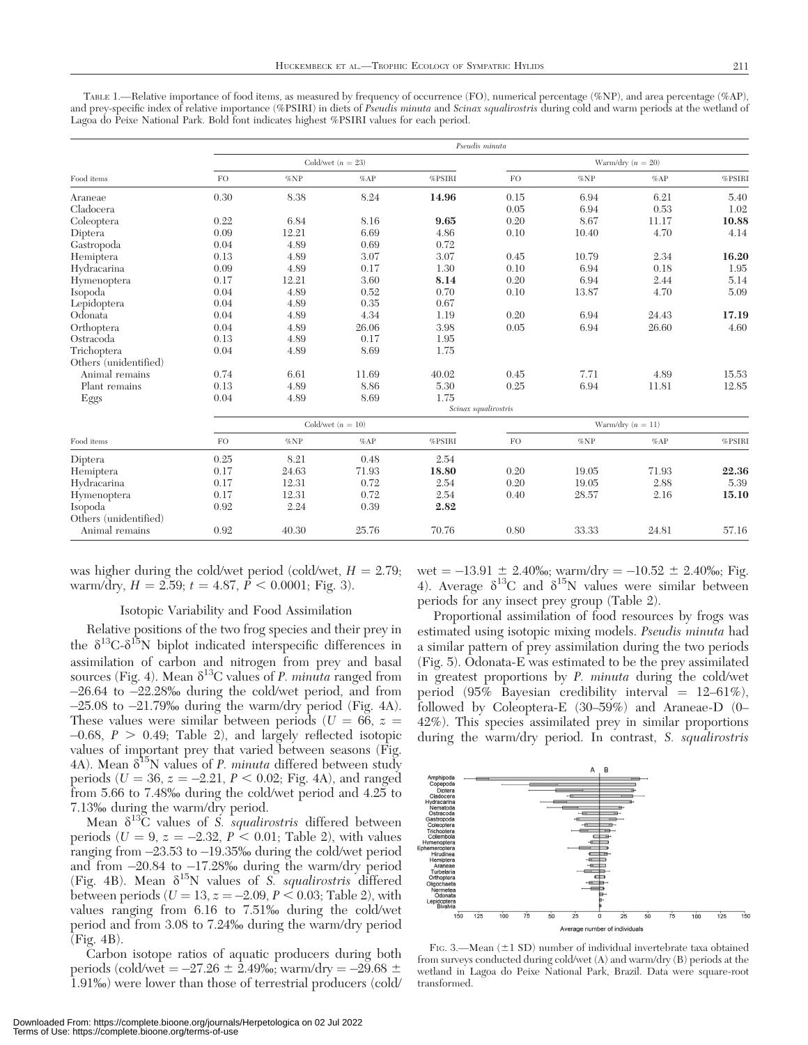TABLE 1.—Relative importance of food items, as measured by frequency of occurrence (FO), numerical percentage (%NP), and area percentage (%AP), and prey-specific index of relative importance (%PSIRI) in diets of *Pseudis minuta* and *Scinax squalirostris* during cold and warm periods at the wetland of Lagoa do Peixe National Park. Bold font indicates highest %PSIRI values for each period.

| | *Pseudis minuta* | | | | | | | |
|---|---|---|---|---|---|---|---|---|
| | Cold/wet ($n$ = 23) | | | | Warm/dry ($n$ = 20) | | | |
| Food items | FO | %NP | %AP | %PSIRI | FO | %NP | %AP | %PSIRI |
| Araneae | 0.30 | 8.38 | 8.24 | **14.96** | 0.15 | 6.94 | 6.21 | 5.40 |
| Cladocera | | | | | 0.05 | 6.94 | 0.53 | 1.02 |
| Coleoptera | 0.22 | 6.84 | 8.16 | **9.65** | 0.20 | 8.67 | 11.17 | **10.88** |
| Diptera | 0.09 | 12.21 | 6.69 | 4.86 | 0.10 | 10.40 | 4.70 | 4.14 |
| Gastropoda | 0.04 | 4.89 | 0.69 | 0.72 | | | | |
| Hemiptera | 0.13 | 4.89 | 3.07 | 3.07 | 0.45 | 10.79 | 2.34 | **16.20** |
| Hydracarina | 0.09 | 4.89 | 0.17 | 1.30 | 0.10 | 6.94 | 0.18 | 1.95 |
| Hymenoptera | 0.17 | 12.21 | 3.60 | **8.14** | 0.20 | 6.94 | 2.44 | 5.14 |
| Isopoda | 0.04 | 4.89 | 0.52 | 0.70 | 0.10 | 13.87 | 4.70 | 5.09 |
| Lepidoptera | 0.04 | 4.89 | 0.35 | 0.67 | | | | |
| Odonata | 0.04 | 4.89 | 4.34 | 1.19 | 0.20 | 6.94 | 24.43 | **17.19** |
| Orthoptera | 0.04 | 4.89 | 26.06 | 3.98 | 0.05 | 6.94 | 26.60 | 4.60 |
| Ostracoda | 0.13 | 4.89 | 0.17 | 1.95 | | | | |
| Trichoptera | 0.04 | 4.89 | 8.69 | 1.75 | | | | |
| Others (unidentified) | | | | | | | | |
| Animal remains | 0.74 | 6.61 | 11.69 | 40.02 | 0.45 | 7.71 | 4.89 | 15.53 |
| Plant remains | 0.13 | 4.89 | 8.86 | 5.30 | 0.25 | 6.94 | 11.81 | 12.85 |
| Eggs | 0.04 | 4.89 | 8.69 | 1.75 | | | | |
| | *Scinax squalirostris* | | | | | | | |
| | Cold/wet ($n$ = 10) | | | | Warm/dry ($n$ = 11) | | | |
| Food items | FO | %NP | %AP | %PSIRI | FO | %NP | %AP | %PSIRI |
| Diptera | 0.25 | 8.21 | 0.48 | 2.54 | | | | |
| Hemiptera | 0.17 | 24.63 | 71.93 | **18.80** | 0.20 | 19.05 | 71.93 | **22.36** |
| Hydracarina | 0.17 | 12.31 | 0.72 | 2.54 | 0.20 | 19.05 | 2.88 | 5.39 |
| Hymenoptera | 0.17 | 12.31 | 0.72 | 2.54 | 0.40 | 28.57 | 2.16 | **15.10** |
| Isopoda | 0.92 | 2.24 | 0.39 | **2.82** | | | | |
| Others (unidentified) | | | | | | | | |
| Animal remains | 0.92 | 40.30 | 25.76 | 70.76 | 0.80 | 33.33 | 24.81 | 57.16 |

was higher during the cold/wet period (cold/wet, $H = 2.79$; warm/dry, $H = 2.59$; $t = 4.87$, $P < 0.0001$; Fig. 3).

### Isotopic Variability and Food Assimilation

Relative positions of the two frog species and their prey in the $\delta^{13}C$-$\delta^{15}N$ biplot indicated interspecific differences in assimilation of carbon and nitrogen from prey and basal sources (Fig. 4). Mean $\delta^{13}C$ values of *P. minuta* ranged from –26.64 to –22.28‰ during the cold/wet period, and from –25.08 to –21.79‰ during the warm/dry period (Fig. 4A). These values were similar between periods ($U = 66$, $z = -0.68$, $P > 0.49$; Table 2), and largely reflected isotopic values of important prey that varied between seasons (Fig. 4A). Mean $\delta^{15}N$ values of *P. minuta* differed between study periods ($U = 36$, $z = -2.21$, $P < 0.02$; Fig. 4A), and ranged from 5.66 to 7.48‰ during the cold/wet period and 4.25 to 7.13‰ during the warm/dry period.

Mean $\delta^{13}C$ values of *S. squalirostris* differed between periods ($U = 9$, $z = -2.32$, $P < 0.01$; Table 2), with values ranging from –23.53 to –19.35‰ during the cold/wet period and from –20.84 to –17.28‰ during the warm/dry period (Fig. 4B). Mean $\delta^{15}N$ values of *S. squalirostris* differed between periods ($U = 13$, $z = -2.09$, $P < 0.03$; Table 2), with values ranging from 6.16 to 7.51‰ during the cold/wet period and from 3.08 to 7.24‰ during the warm/dry period (Fig. 4B).

Carbon isotope ratios of aquatic producers during both periods (cold/wet = –27.26 ± 2.49‰; warm/dry = –29.68 ± 1.91‰) were lower than those of terrestrial producers (cold/wet = –13.91 ± 2.40‰; warm/dry = –10.52 ± 2.40‰; Fig. 4). Average $\delta^{13}C$ and $\delta^{15}N$ values were similar between periods for any insect prey group (Table 2).

Proportional assimilation of food resources by frogs was estimated using isotopic mixing models. *Pseudis minuta* had a similar pattern of prey assimilation during the two periods (Fig. 5). Odonata-E was estimated to be the prey assimilated in greatest proportions by *P. minuta* during the cold/wet period (95% Bayesian credibility interval = 12–61%), followed by Coleoptera-E (30–59%) and Araneae-D (0–42%). This species assimilated prey in similar proportions during the warm/dry period. In contrast, *S. squalirostris*

FIG. 3.—Mean (±1 SD) number of individual invertebrate taxa obtained from surveys conducted during cold/wet (A) and warm/dry (B) periods at the wetland in Lagoa do Peixe National Park, Brazil. Data were square-root transformed.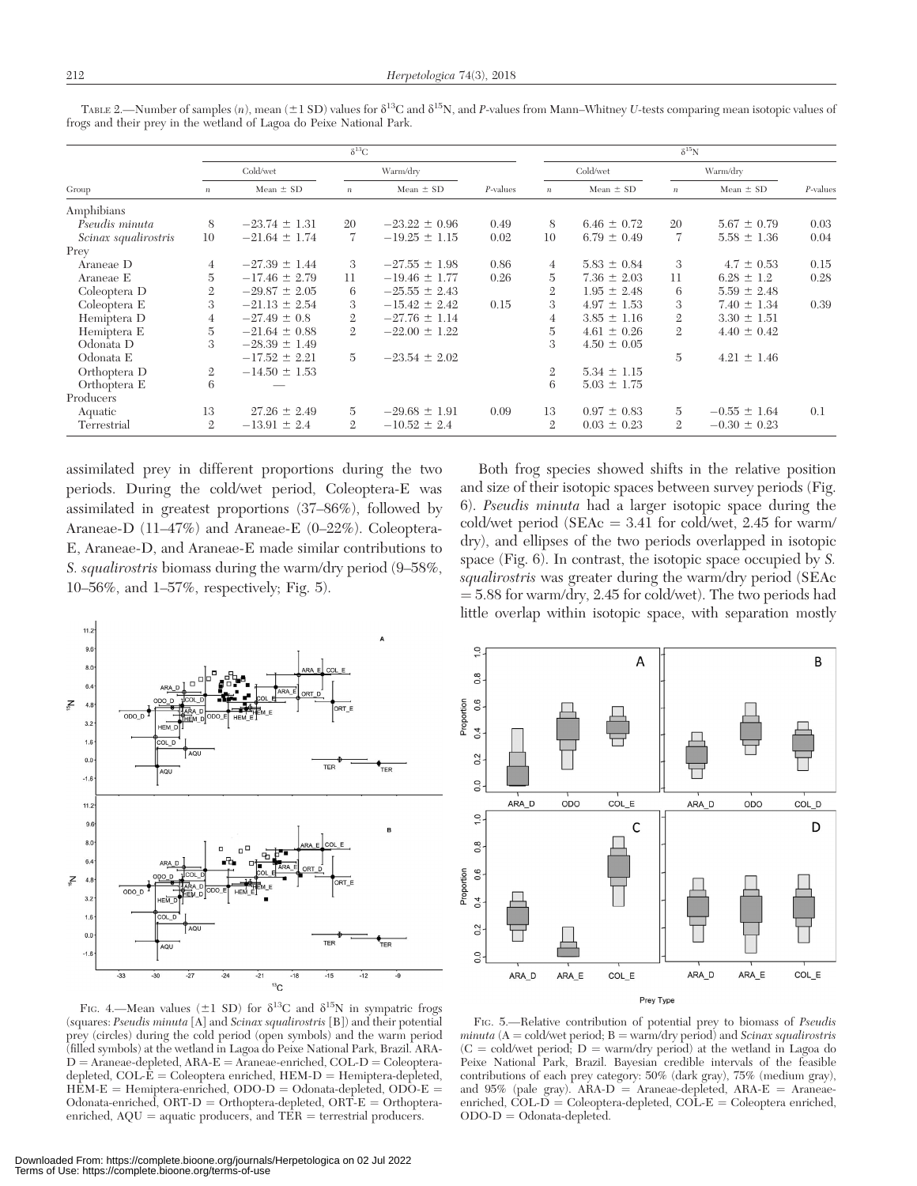TABLE 2.—Number of samples ($n$), mean (±1 SD) values for $\delta^{13}C$ and $\delta^{15}N$, and $P$-values from Mann–Whitney $U$-tests comparing mean isotopic values of frogs and their prey in the wetland of Lagoa do Peixe National Park.

| | $\delta^{13}C$ | | | | | $\delta^{15}N$ | | | | |
|---|---|---|---|---|---|---|---|---|---|---|
| | Cold/wet | | Warm/dry | | | Cold/wet | | Warm/dry | | |
| Group | $n$ | Mean ± SD | $n$ | Mean ± SD | $P$-values | $n$ | Mean ± SD | $n$ | Mean ± SD | $P$-values |
| Amphibians | | | | | | | | | | |
| *Pseudis minuta* | 8 | −23.74 ± 1.31 | 20 | −23.22 ± 0.96 | 0.49 | 8 | 6.46 ± 0.72 | 20 | 5.67 ± 0.79 | 0.03 |
| *Scinax squalirostris* | 10 | −21.64 ± 1.74 | 7 | −19.25 ± 1.15 | 0.02 | 10 | 6.79 ± 0.49 | 7 | 5.58 ± 1.36 | 0.04 |
| Prey | | | | | | | | | | |
| Araneae D | 4 | −27.39 ± 1.44 | 3 | −27.55 ± 1.98 | 0.86 | 4 | 5.83 ± 0.84 | 3 | 4.7 ± 0.53 | 0.15 |
| Araneae E | 5 | −17.46 ± 2.79 | 11 | −19.46 ± 1.77 | 0.26 | 5 | 7.36 ± 2.03 | 11 | 6.28 ± 1.2 | 0.28 |
| Coleoptera D | 2 | −29.87 ± 2.05 | 6 | −25.55 ± 2.43 | | 2 | 1.95 ± 2.48 | 6 | 5.59 ± 2.48 | |
| Coleoptera E | 3 | −21.13 ± 2.54 | 3 | −15.42 ± 2.42 | 0.15 | 3 | 4.97 ± 1.53 | 3 | 7.40 ± 1.34 | 0.39 |
| Hemiptera D | 4 | −27.49 ± 0.8 | 2 | −27.76 ± 1.14 | | 4 | 3.85 ± 1.16 | 2 | 3.30 ± 1.51 | |
| Hemiptera E | 5 | −21.64 ± 0.88 | 2 | −22.00 ± 1.22 | | 5 | 4.61 ± 0.26 | 2 | 4.40 ± 0.42 | |
| Odonata D | 3 | −28.39 ± 1.49 | | | | 3 | 4.50 ± 0.05 | | | |
| Odonata E | | −17.52 ± 2.21 | 5 | −23.54 ± 2.02 | | | | 5 | 4.21 ± 1.46 | |
| Orthoptera D | 2 | −14.50 ± 1.53 | | | | 2 | 5.34 ± 1.15 | | | |
| Orthoptera E | 6 | — | | | | 6 | 5.03 ± 1.75 | | | |
| Producers | | | | | | | | | | |
| Aquatic | 13 | 27.26 ± 2.49 | 5 | −29.68 ± 1.91 | 0.09 | 13 | 0.97 ± 0.83 | 5 | −0.55 ± 1.64 | 0.1 |
| Terrestrial | 2 | −13.91 ± 2.4 | 2 | −10.52 ± 2.4 | | 2 | 0.03 ± 0.23 | 2 | −0.30 ± 0.23 | |

assimilated prey in different proportions during the two periods. During the cold/wet period, Coleoptera-E was assimilated in greatest proportions (37–86%), followed by Araneae-D (11–47%) and Araneae-E (0–22%). Coleoptera-E, Araneae-D, and Araneae-E made similar contributions to *S. squalirostris* biomass during the warm/dry period (9–58%, 10–56%, and 1–57%, respectively; Fig. 5).

Both frog species showed shifts in the relative position and size of their isotopic spaces between survey periods (Fig. 6). *Pseudis minuta* had a larger isotopic space during the cold/wet period (SEAc = 3.41 for cold/wet, 2.45 for warm/dry), and ellipses of the two periods overlapped in isotopic space (Fig. 6). In contrast, the isotopic space occupied by *S. squalirostris* was greater during the warm/dry period (SEAc = 5.88 for warm/dry, 2.45 for cold/wet). The two periods had little overlap within isotopic space, with separation mostly

FIG. 4.—Mean values (±1 SD) for $\delta^{13}C$ and $\delta^{15}N$ in sympatric frogs (squares: *Pseudis minuta* [A] and *Scinax squalirostris* [B]) and their potential prey (circles) during the cold period (open symbols) and the warm period (filled symbols) at the wetland in Lagoa do Peixe National Park, Brazil. ARA-D = Araneae-depleted, ARA-E = Araneae-enriched, COL-D = Coleoptera-depleted, COL-E = Coleoptera enriched, HEM-D = Hemiptera-depleted, HEM-E = Hemiptera-enriched, ODO-D = Odonata-depleted, ODO-E = Odonata-enriched, ORT-D = Orthoptera-depleted, ORT-E = Orthoptera-enriched, AQU = aquatic producers, and TER = terrestrial producers.

FIG. 5.—Relative contribution of potential prey to biomass of *Pseudis minuta* (A = cold/wet period; B = warm/dry period) and *Scinax squalirostris* (C = cold/wet period; D = warm/dry period) at the wetland in Lagoa do Peixe National Park, Brazil. Bayesian credible intervals of the feasible contributions of each prey category: 50% (dark gray), 75% (medium gray), and 95% (pale gray). ARA-D = Araneae-depleted, ARA-E = Araneae-enriched, COL-D = Coleoptera-depleted, COL-E = Coleoptera enriched, ODO-D = Odonata-depleted.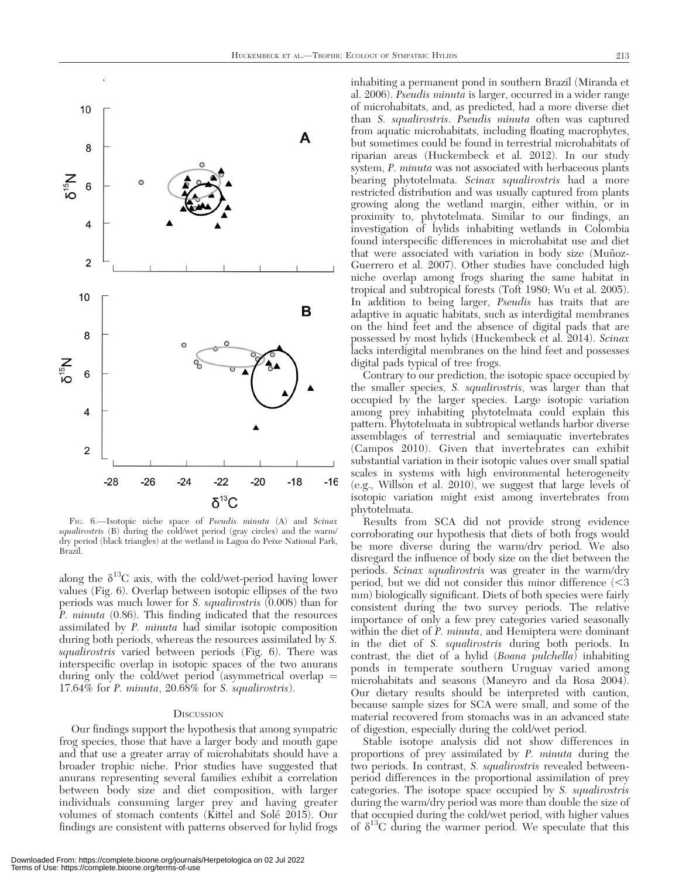FIG. 6.—Isotopic niche space of *Pseudis minuta* (A) and *Scinax squalirostris* (B) during the cold/wet period (gray circles) and the warm/dry period (black triangles) at the wetland in Lagoa do Peixe National Park, Brazil.

along the $\delta^{13}C$ axis, with the cold/wet-period having lower values (Fig. 6). Overlap between isotopic ellipses of the two periods was much lower for *S. squalirostris* (0.008) than for *P. minuta* (0.86). This finding indicated that the resources assimilated by *P. minuta* had similar isotopic composition during both periods, whereas the resources assimilated by *S. squalirostris* varied between periods (Fig. 6). There was interspecific overlap in isotopic spaces of the two anurans during only the cold/wet period (asymmetrical overlap = 17.64% for *P. minuta*, 20.68% for *S. squalirostris*).

## DISCUSSION

Our findings support the hypothesis that among sympatric frog species, those that have a larger body and mouth gape and that use a greater array of microhabitats should have a broader trophic niche. Prior studies have suggested that anurans representing several families exhibit a correlation between body size and diet composition, with larger individuals consuming larger prey and having greater volumes of stomach contents (Kittel and Solé 2015). Our findings are consistent with patterns observed for hylid frogs inhabiting a permanent pond in southern Brazil (Miranda et al. 2006). *Pseudis minuta* is larger, occurred in a wider range of microhabitats, and, as predicted, had a more diverse diet than *S. squalirostris*. *Pseudis minuta* often was captured from aquatic microhabitats, including floating macrophytes, but sometimes could be found in terrestrial microhabitats of riparian areas (Huckembeck et al. 2012). In our study system, *P. minuta* was not associated with herbaceous plants bearing phytotelmata. *Scinax squalirostris* had a more restricted distribution and was usually captured from plants growing along the wetland margin, either within, or in proximity to, phytotelmata. Similar to our findings, an investigation of hylids inhabiting wetlands in Colombia found interspecific differences in microhabitat use and diet that were associated with variation in body size (Muñoz-Guerrero et al. 2007). Other studies have concluded high niche overlap among frogs sharing the same habitat in tropical and subtropical forests (Toft 1980; Wu et al. 2005). In addition to being larger, *Pseudis* has traits that are adaptive in aquatic habitats, such as interdigital membranes on the hind feet and the absence of digital pads that are possessed by most hylids (Huckembeck et al. 2014). *Scinax* lacks interdigital membranes on the hind feet and possesses digital pads typical of tree frogs.

Contrary to our prediction, the isotopic space occupied by the smaller species, *S. squalirostris*, was larger than that occupied by the larger species. Large isotopic variation among prey inhabiting phytotelmata could explain this pattern. Phytotelmata in subtropical wetlands harbor diverse assemblages of terrestrial and semiaquatic invertebrates (Campos 2010). Given that invertebrates can exhibit substantial variation in their isotopic values over small spatial scales in systems with high environmental heterogeneity (e.g., Willson et al. 2010), we suggest that large levels of isotopic variation might exist among invertebrates from phytotelmata.

Results from SCA did not provide strong evidence corroborating our hypothesis that diets of both frogs would be more diverse during the warm/dry period. We also disregard the influence of body size on the diet between the periods. *Scinax squalirostris* was greater in the warm/dry period, but we did not consider this minor difference (<3 mm) biologically significant. Diets of both species were fairly consistent during the two survey periods. The relative importance of only a few prey categories varied seasonally within the diet of *P. minuta*, and Hemiptera were dominant in the diet of *S. squalirostris* during both periods. In contrast, the diet of a hylid (*Boana pulchella*) inhabiting ponds in temperate southern Uruguay varied among microhabitats and seasons (Maneyro and da Rosa 2004). Our dietary results should be interpreted with caution, because sample sizes for SCA were small, and some of the material recovered from stomachs was in an advanced state of digestion, especially during the cold/wet period.

Stable isotope analysis did not show differences in proportions of prey assimilated by *P. minuta* during the two periods. In contrast, *S. squalirostris* revealed between-period differences in the proportional assimilation of prey categories. The isotope space occupied by *S. squalirostris* during the warm/dry period was more than double the size of that occupied during the cold/wet period, with higher values of $\delta^{13}C$ during the warmer period. We speculate that this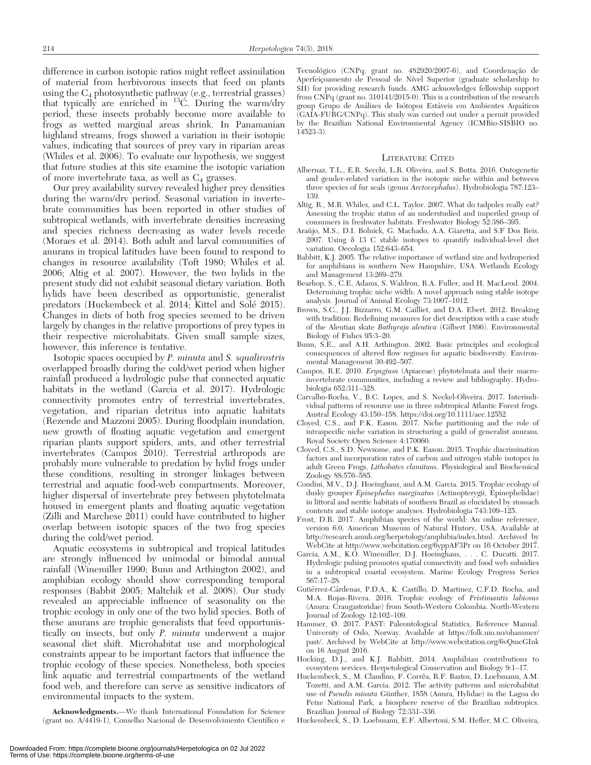difference in carbon isotopic ratios might reflect assimilation of material from herbivorous insects that feed on plants using the $C_4$ photosynthetic pathway (e.g., terrestrial grasses) that typically are enriched in $^{13}C$. During the warm/dry period, these insects probably become more available to frogs as wetted marginal areas shrink. In Panamanian highland streams, frogs showed a variation in their isotopic values, indicating that sources of prey vary in riparian areas (Whiles et al. 2006). To evaluate our hypothesis, we suggest that future studies at this site examine the isotopic variation of more invertebrate taxa, as well as $C_4$ grasses.

Our prey availability survey revealed higher prey densities during the warm/dry period. Seasonal variation in invertebrate communities has been reported in other studies of subtropical wetlands, with invertebrate densities increasing and species richness decreasing as water levels recede (Moraes et al. 2014). Both adult and larval communities of anurans in tropical latitudes have been found to respond to changes in resource availability (Toft 1980; Whiles et al. 2006; Altig et al. 2007). However, the two hylids in the present study did not exhibit seasonal dietary variation. Both hylids have been described as opportunistic, generalist predators (Huckembeck et al. 2014; Kittel and Solé 2015). Changes in diets of both frog species seemed to be driven largely by changes in the relative proportions of prey types in their respective microhabitats. Given small sample sizes, however, this inference is tentative.

Isotopic spaces occupied by *P. minuta* and *S. squalirostris* overlapped broadly during the cold/wet period when higher rainfall produced a hydrologic pulse that connected aquatic habitats in the wetland (Garcia et al. 2017). Hydrologic connectivity promotes entry of terrestrial invertebrates, vegetation, and riparian detritus into aquatic habitats (Rezende and Mazzoni 2005). During floodplain inundation, new growth of floating aquatic vegetation and emergent riparian plants support spiders, ants, and other terrestrial invertebrates (Campos 2010). Terrestrial arthropods are probably more vulnerable to predation by hylid frogs under these conditions, resulting in stronger linkages between terrestrial and aquatic food-web compartments. Moreover, higher dispersal of invertebrate prey between phytotelmata housed in emergent plants and floating aquatic vegetation (Zilli and Marchese 2011) could have contributed to higher overlap between isotopic spaces of the two frog species during the cold/wet period.

Aquatic ecosystems in subtropical and tropical latitudes are strongly influenced by unimodal or bimodal annual rainfall (Winemiller 1990; Bunn and Arthington 2002), and amphibian ecology should show corresponding temporal responses (Babbit 2005; Maltchik et al. 2008). Our study revealed an appreciable influence of seasonality on the trophic ecology in only one of the two hylid species. Both of these anurans are trophic generalists that feed opportunistically on insects, but only *P. minuta* underwent a major seasonal diet shift. Microhabitat use and morphological constraints appear to be important factors that influence the trophic ecology of these species. Nonetheless, both species link aquatic and terrestrial compartments of the wetland food web, and therefore can serve as sensitive indicators of environmental impacts to the system.

**Acknowledgments.**—We thank International Foundation for Science (grant no. A/4419-1), Conselho Nacional de Desenvolvimento Científico e Tecnológico (CNPq; grant no. 482920/2007-6), and Coordenação de Aperfeiçoamento de Pessoal de Nível Superior (graduate scholarship to SH) for providing research funds. AMG acknowledges fellowship support from CNPq (grant no. 310141/2015-0). This is a contribution of the research group Grupo de Análises de Isótopos Estáveis em Ambientes Aquáticos (GAIA-FURG/CNPq). This study was carried out under a permit provided by the Brazilian National Environmental Agency (ICMBio-SISBIO no. 14523-3).

## Literature Cited

Albernaz, T.L., E.R. Secchi, L.R. Oliveira, and S. Botta. 2016. Ontogenetic and gender-related variation in the isotopic niche within and between three species of fur seals (genus *Arctocephalus*). Hydrobiologia 787:123–139.

Altig, R., M.R. Whiles, and C.L. Taylor. 2007. What do tadpoles really eat? Assessing the trophic status of an understudied and imperiled group of consumers in freshwater habitats. Freshwater Biology 52:386–395.

Araújo, M.S., D.I. Bolnick, G. Machado, A.A. Giaretta, and S.F Dos Reis. 2007. Using δ 13 C stable isotopes to quantify individual-level diet variation. Oecologia 152:643–654.

Babbitt, K.J. 2005. The relative importance of wetland size and hydroperiod for amphibians in southern New Hampshire, USA. Wetlands Ecology and Management 13:269–279.

Bearhop, S., C.E. Adams, S. Waldron, R.A. Fuller, and H. MacLeod. 2004. Determining trophic niche width: A novel approach using stable isotope analysis. Journal of Animal Ecology 73:1007–1012.

Brown, S.C., J.J. Bizzarro, G.M. Cailliet, and D.A. Ebert. 2012. Breaking with tradition: Redefining measures for diet description with a case study of the Aleutian skate *Bathyraja aleutica* (Gilbert 1896). Environmental Biology of Fishes 95:3–20.

Bunn, S.E., and A.H. Arthington. 2002. Basic principles and ecological consequences of altered flow regimes for aquatic biodiversity. Environmental Management 30:492–507.

Campos, R.E. 2010. *Eryngium* (Apiaceae) phytotelmata and their macroinvertebrate communities, including a review and bibliography. Hydrobiologia 652:311–328.

Carvalho-Rocha, V., B.C. Lopes, and S. Neckel-Oliveira. 2017. Interindividual patterns of resource use in three subtropical Atlantic Forest frogs. Austral Ecology 43:150–158. https://doi.org/10.1111/aec.12552

Cloyed, C.S., and P.K. Eason. 2017. Niche partitioning and the role of intraspecific niche variation in structuring a guild of generalist anurans. Royal Society Open Science 4:170060.

Cloyed, C.S., S.D. Newsome, and P.K. Eason. 2015. Trophic discrimination factors and incorporation rates of carbon and nitrogen stable isotopes in adult Green Frogs, *Lithobates clamitans*. Physiological and Biochemical Zoology 88:576–585.

Condini, M.V., D.J. Hoeinghaus, and A.M. Garcia. 2015. Trophic ecology of dusky grouper *Epinephelus marginatus* (Actinopterygii, Epinephelidae) in littoral and neritic habitats of southern Brazil as elucidated by stomach contents and stable isotope analyses. Hydrobiologia 743:109–125.

Frost, D.R. 2017. Amphibian species of the world: An online reference, version 6.0. American Museum of Natural History, USA. Available at http://research.amnh.org/herpetology/amphibia/index.html. Archived by WebCite at http://www.webcitation.org/6yppAF3Pr on 16 October 2017.

Garcia, A.M., K.O. Winemiller, D.J. Hoeinghaus, . . . C. Ducatti. 2017. Hydrologic pulsing promotes spatial connectivity and food web subsidies in a subtropical coastal ecosystem. Marine Ecology Progress Series 567:17–28.

Gutiérrez-Cárdenas, P.D.A., K. Castillo, D. Martinez, C.F.D. Rocha, and M.A. Rojas-Rivera. 2016. Trophic ecology of *Pristimantis labiosus* (Anura: Craugastoridae) from South-Western Colombia. North-Western Journal of Zoology 12:102–109.

Hammer, Ø. 2017. PAST: Paleontological Statistics, Reference Manual. University of Oslo, Norway. Available at https://folk.uio.no/ohammer/past/. Archived by WebCite at http://www.webcitation.org/6vQmcGInk on 16 August 2016.

Hocking, D.J., and K.J. Babbitt. 2014. Amphibian contributions to ecosystem services. Herpetological Conservation and Biology 9:1–17.

Huckembeck, S., M. Claudino, F. Corrêa, R.F. Bastos, D. Loebmann, A.M. Tozetti, and A.M. Garcia. 2012. The activity patterns and microhabitat use of *Pseudis minuta* Günther, 1858 (Anura, Hylidae) in the Lagoa do Peixe National Park, a biosphere reserve of the Brazilian subtropics. Brazilian Journal of Biology 72:331–336.

Huckembeck, S., D. Loebmann, E.F. Albertoni, S.M. Hefler, M.C. Oliveira,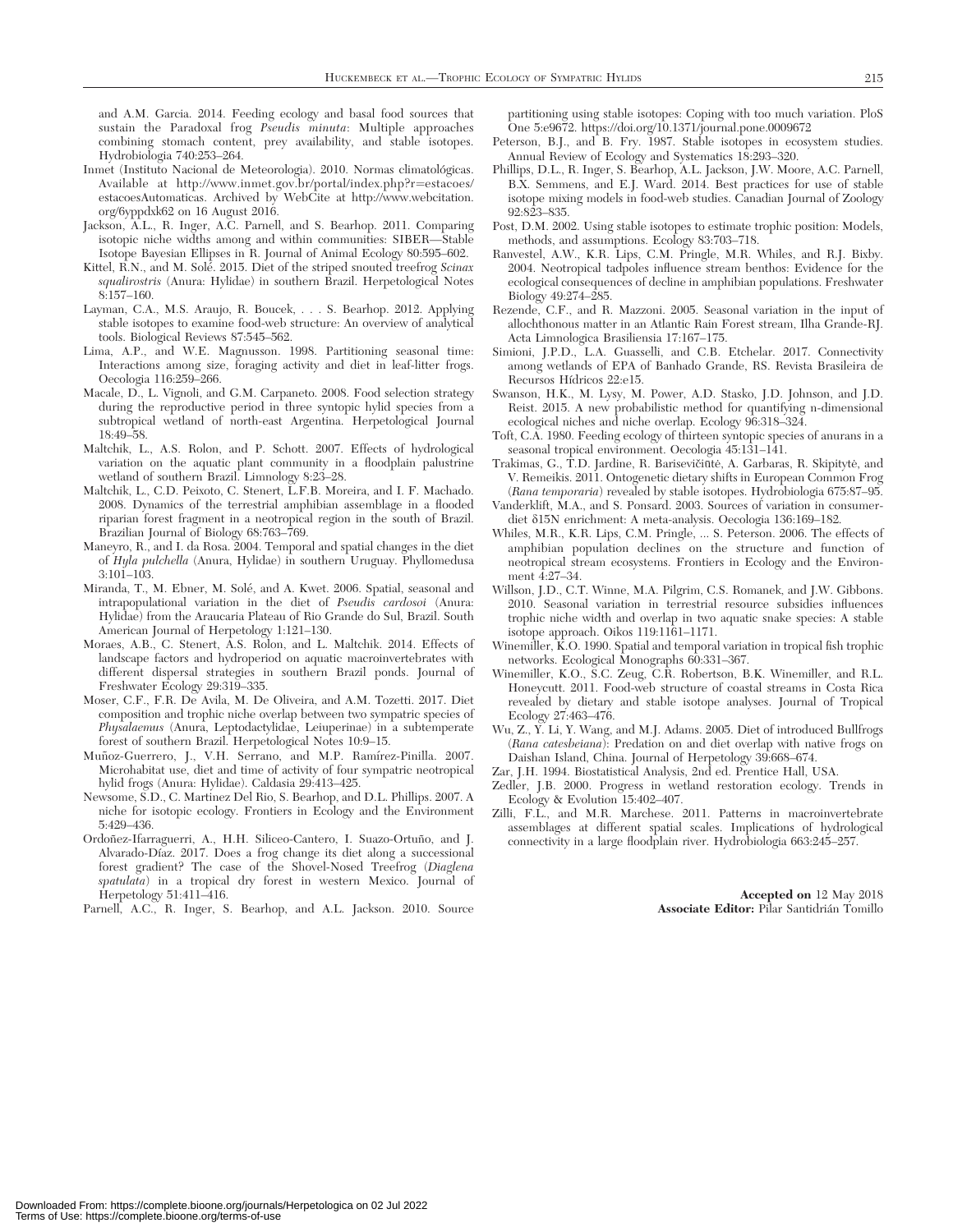and A.M. Garcia. 2014. Feeding ecology and basal food sources that sustain the Paradoxal frog *Pseudis minuta*: Multiple approaches combining stomach content, prey availability, and stable isotopes. Hydrobiologia 740:253–264.

Inmet (Instituto Nacional de Meteorologia). 2010. Normas climatológicas. Available at http://www.inmet.gov.br/portal/index.php?r=estacoes/estacoesAutomaticas. Archived by WebCite at http://www.webcitation.org/6yppdxk62 on 16 August 2016.

Jackson, A.L., R. Inger, A.C. Parnell, and S. Bearhop. 2011. Comparing isotopic niche widths among and within communities: SIBER—Stable Isotope Bayesian Ellipses in R. Journal of Animal Ecology 80:595–602.

Kittel, R.N., and M. Solé. 2015. Diet of the striped snouted treefrog *Scinax squalirostris* (Anura: Hylidae) in southern Brazil. Herpetological Notes 8:157–160.

Layman, C.A., M.S. Araujo, R. Boucek, . . . S. Bearhop. 2012. Applying stable isotopes to examine food-web structure: An overview of analytical tools. Biological Reviews 87:545–562.

Lima, A.P., and W.E. Magnusson. 1998. Partitioning seasonal time: Interactions among size, foraging activity and diet in leaf-litter frogs. Oecologia 116:259–266.

Macale, D., L. Vignoli, and G.M. Carpaneto. 2008. Food selection strategy during the reproductive period in three syntopic hylid species from a subtropical wetland of north-east Argentina. Herpetological Journal 18:49–58.

Maltchik, L., A.S. Rolon, and P. Schott. 2007. Effects of hydrological variation on the aquatic plant community in a floodplain palustrine wetland of southern Brazil. Limnology 8:23–28.

Maltchik, L., C.D. Peixoto, C. Stenert, L.F.B. Moreira, and I. F. Machado. 2008. Dynamics of the terrestrial amphibian assemblage in a flooded riparian forest fragment in a neotropical region in the south of Brazil. Brazilian Journal of Biology 68:763–769.

Maneyro, R., and I. da Rosa. 2004. Temporal and spatial changes in the diet of *Hyla pulchella* (Anura, Hylidae) in southern Uruguay. Phyllomedusa 3:101–103.

Miranda, T., M. Ebner, M. Solé, and A. Kwet. 2006. Spatial, seasonal and intrapopulational variation in the diet of *Pseudis cardosoi* (Anura: Hylidae) from the Araucaria Plateau of Rio Grande do Sul, Brazil. South American Journal of Herpetology 1:121–130.

Moraes, A.B., C. Stenert, A.S. Rolon, and L. Maltchik. 2014. Effects of landscape factors and hydroperiod on aquatic macroinvertebrates with different dispersal strategies in southern Brazil ponds. Journal of Freshwater Ecology 29:319–335.

Moser, C.F., F.R. De Avila, M. De Oliveira, and A.M. Tozetti. 2017. Diet composition and trophic niche overlap between two sympatric species of *Physalaemus* (Anura, Leptodactylidae, Leiuperinae) in a subtemperate forest of southern Brazil. Herpetological Notes 10:9–15.

Muñoz-Guerrero, J., V.H. Serrano, and M.P. Ramírez-Pinilla. 2007. Microhabitat use, diet and time of activity of four sympatric neotropical hylid frogs (Anura: Hylidae). Caldasia 29:413–425.

Newsome, S.D., C. Martinez Del Rio, S. Bearhop, and D.L. Phillips. 2007. A niche for isotopic ecology. Frontiers in Ecology and the Environment 5:429–436.

Ordoñez-Ifarraguerri, A., H.H. Siliceo-Cantero, I. Suazo-Ortuño, and J. Alvarado-Díaz. 2017. Does a frog change its diet along a successional forest gradient? The case of the Shovel-Nosed Treefrog (*Diaglena spatulata*) in a tropical dry forest in western Mexico. Journal of Herpetology 51:411–416.

Parnell, A.C., R. Inger, S. Bearhop, and A.L. Jackson. 2010. Source partitioning using stable isotopes: Coping with too much variation. PloS One 5:e9672. https://doi.org/10.1371/journal.pone.0009672

Peterson, B.J., and B. Fry. 1987. Stable isotopes in ecosystem studies. Annual Review of Ecology and Systematics 18:293–320.

Phillips, D.L., R. Inger, S. Bearhop, A.L. Jackson, J.W. Moore, A.C. Parnell, B.X. Semmens, and E.J. Ward. 2014. Best practices for use of stable isotope mixing models in food-web studies. Canadian Journal of Zoology 92:823–835.

Post, D.M. 2002. Using stable isotopes to estimate trophic position: Models, methods, and assumptions. Ecology 83:703–718.

Ranvestel, A.W., K.R. Lips, C.M. Pringle, M.R. Whiles, and R.J. Bixby. 2004. Neotropical tadpoles influence stream benthos: Evidence for the ecological consequences of decline in amphibian populations. Freshwater Biology 49:274–285.

Rezende, C.F., and R. Mazzoni. 2005. Seasonal variation in the input of allochthonous matter in an Atlantic Rain Forest stream, Ilha Grande-RJ. Acta Limnologica Brasiliensia 17:167–175.

Simioni, J.P.D., L.A. Guasselli, and C.B. Etchelar. 2017. Connectivity among wetlands of EPA of Banhado Grande, RS. Revista Brasileira de Recursos Hídricos 22:e15.

Swanson, H.K., M. Lysy, M. Power, A.D. Stasko, J.D. Johnson, and J.D. Reist. 2015. A new probabilistic method for quantifying n-dimensional ecological niches and niche overlap. Ecology 96:318–324.

Toft, C.A. 1980. Feeding ecology of thirteen syntopic species of anurans in a seasonal tropical environment. Oecologia 45:131–141.

Trakimas, G., T.D. Jardine, R. Barisevičiūtė, A. Garbaras, R. Skipitytė, and V. Remeikis. 2011. Ontogenetic dietary shifts in European Common Frog (*Rana temporaria*) revealed by stable isotopes. Hydrobiologia 675:87–95.

Vanderklift, M.A., and S. Ponsard. 2003. Sources of variation in consumer-diet δ15N enrichment: A meta-analysis. Oecologia 136:169–182.

Whiles, M.R., K.R. Lips, C.M. Pringle, ... S. Peterson. 2006. The effects of amphibian population declines on the structure and function of neotropical stream ecosystems. Frontiers in Ecology and the Environment 4:27–34.

Willson, J.D., C.T. Winne, M.A. Pilgrim, C.S. Romanek, and J.W. Gibbons. 2010. Seasonal variation in terrestrial resource subsidies influences trophic niche width and overlap in two aquatic snake species: A stable isotope approach. Oikos 119:1161–1171.

Winemiller, K.O. 1990. Spatial and temporal variation in tropical fish trophic networks. Ecological Monographs 60:331–367.

Winemiller, K.O., S.C. Zeug, C.R. Robertson, B.K. Winemiller, and R.L. Honeycutt. 2011. Food-web structure of coastal streams in Costa Rica revealed by dietary and stable isotope analyses. Journal of Tropical Ecology 27:463–476.

Wu, Z., Y. Li, Y. Wang, and M.J. Adams. 2005. Diet of introduced Bullfrogs (*Rana catesbeiana*): Predation on and diet overlap with native frogs on Daishan Island, China. Journal of Herpetology 39:668–674.

Zar, J.H. 1994. Biostatistical Analysis, 2nd ed. Prentice Hall, USA.

Zedler, J.B. 2000. Progress in wetland restoration ecology. Trends in Ecology & Evolution 15:402–407.

Zilli, F.L., and M.R. Marchese. 2011. Patterns in macroinvertebrate assemblages at different spatial scales. Implications of hydrological connectivity in a large floodplain river. Hydrobiologia 663:245–257.

**Accepted on** 12 May 2018
**Associate Editor:** Pilar Santidrián Tomillo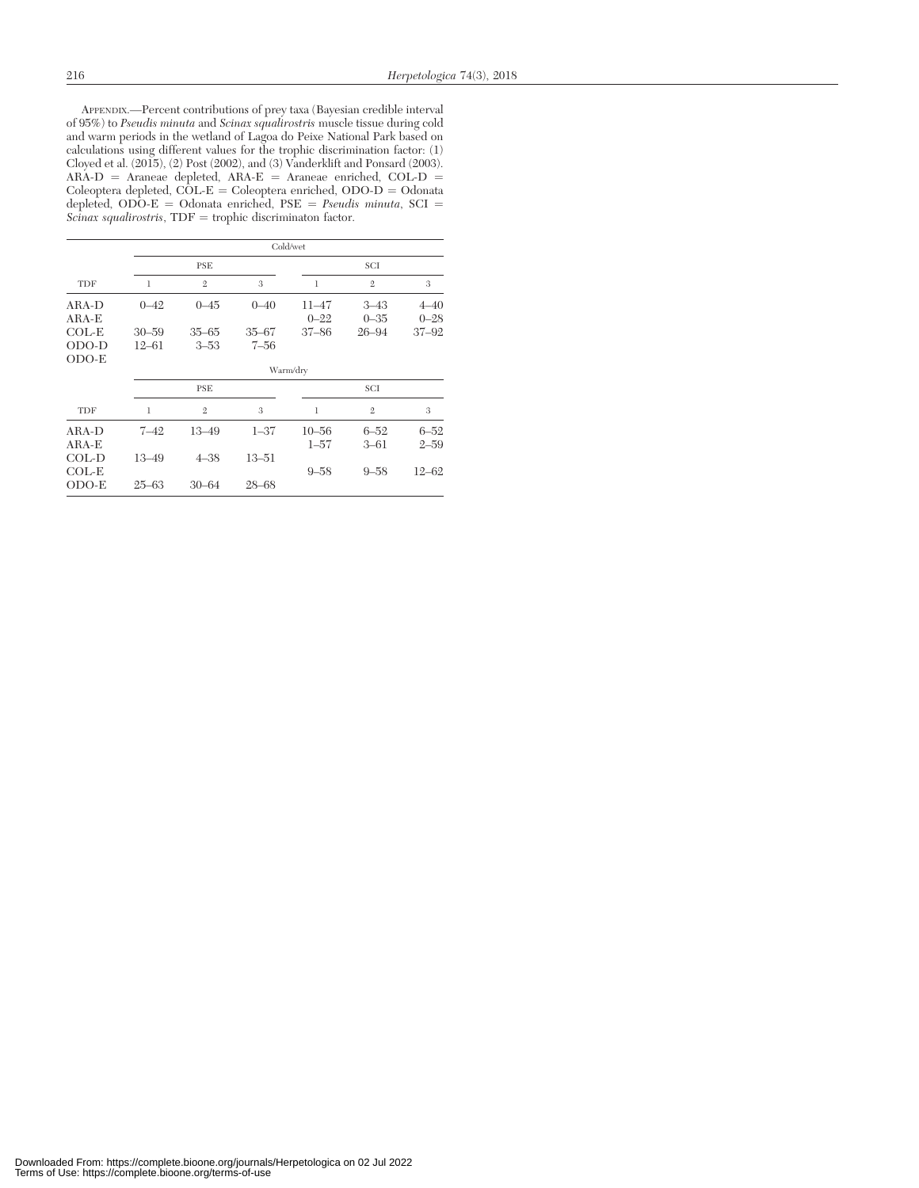APPENDIX.—Percent contributions of prey taxa (Bayesian credible interval of 95%) to *Pseudis minuta* and *Scinax squalirostris* muscle tissue during cold and warm periods in the wetland of Lagoa do Peixe National Park based on calculations using different values for the trophic discrimination factor: (1) Cloyed et al. (2015), (2) Post (2002), and (3) Vanderklift and Ponsard (2003). ARA-D = Araneae depleted, ARA-E = Araneae enriched, COL-D = Coleoptera depleted, COL-E = Coleoptera enriched, ODO-D = Odonata depleted, ODO-E = Odonata enriched, PSE = *Pseudis minuta*, SCI = *Scinax squalirostris*, TDF = trophic discriminaton factor.

| | Cold/wet | | | | | |
|---|---|---|---|---|---|---|
| | PSE | | | SCI | | |
| TDF | 1 | 2 | 3 | 1 | 2 | 3 |
| ARA-D | 0–42 | 0–45 | 0–40 | 11–47 | 3–43 | 4–40 |
| ARA-E | | | | 0–22 | 0–35 | 0–28 |
| COL-E | 30–59 | 35–65 | 35–67 | 37–86 | 26–94 | 37–92 |
| ODO-D | 12–61 | 3–53 | 7–56 | | | |
| ODO-E | | | | | | |
| | Warm/dry | | | | | |
| | PSE | | | SCI | | |
| TDF | 1 | 2 | 3 | 1 | 2 | 3 |
| ARA-D | 7–42 | 13–49 | 1–37 | 10–56 | 6–52 | 6–52 |
| ARA-E | | | | 1–57 | 3–61 | 2–59 |
| COL-D | 13–49 | 4–38 | 13–51 | | | |
| COL-E | | | | 9–58 | 9–58 | 12–62 |
| ODO-E | 25–63 | 30–64 | 28–68 | | | |